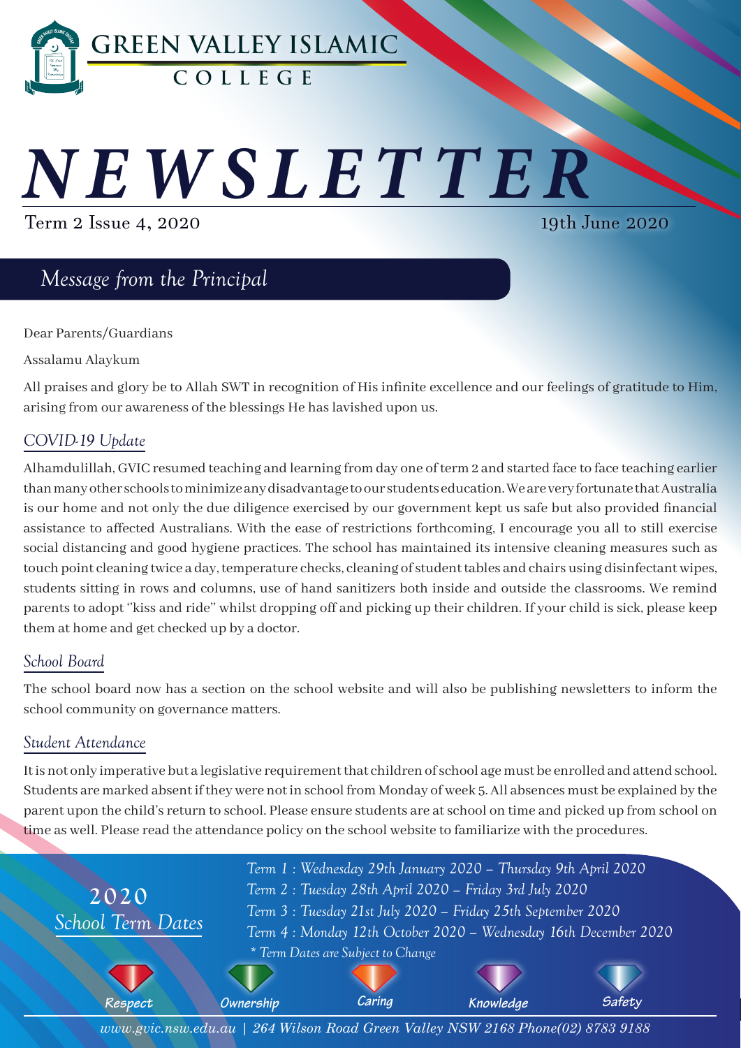# GREEN VALLEY ISLAMIC COLLEGE

# *NEWSLETTER*

Term 2 Issue 4, 2020 — 19th June 2020

## *Message from the Principal*

Dear Parents/Guardians

Assalamu Alaykum

All praises and glory be to Allah SWT in recognition of His infinite excellence and our feelings of gratitude to Him, arising from our awareness of the blessings He has lavished upon us.

### *COVID-19 Update*

Alhamdulillah, GVIC resumed teaching and learning from day one of term 2 and started face to face teaching earlier than many other schools to minimize any disadvantage to our students education. We are very fortunate that Australia is our home and not only the due diligence exercised by our government kept us safe but also provided financial assistance to affected Australians. With the ease of restrictions forthcoming, I encourage you all to still exercise social distancing and good hygiene practices. The school has maintained its intensive cleaning measures such as touch point cleaning twice a day, temperature checks, cleaning of student tables and chairs using disinfectant wipes, students sitting in rows and columns, use of hand sanitizers both inside and outside the classrooms. We remind parents to adopt "kiss and ride" whilst dropping off and picking up their children. If your child is sick, please keep them at home and get checked up by a doctor.

### *School Board*

The school board now has a section on the school website and will also be publishing newsletters to inform the school community on governance matters.

### *Student Attendance*

It is not only imperative but a legislative requirement that children of school age must be enrolled and attend school. Students are marked absent if they were not in school from Monday of week 5. All absences must be explained by the parent upon the child's return to school. Please ensure students are at school on time and picked up from school on time as well. Please read the attendance policy on the school website to familiarize with the procedures.

### 2020 *School Term Dates*

*Term 1 : Wednesday 29th January 2020 – Thursday 9th April 2020*
*Term 2 : Tuesday 28th April 2020 – Friday 3rd July 2020*
*Term 3 : Tuesday 21st July 2020 – Friday 25th September 2020*
*Term 4 : Monday 12th October 2020 – Wednesday 16th December 2020*
*\* Term Dates are Subject to Change*

Respect | Ownership | Caring | Knowledge | Safety

*www.gvic.nsw.edu.au | 264 Wilson Road Green Valley NSW 2168 Phone(02) 8783 9188*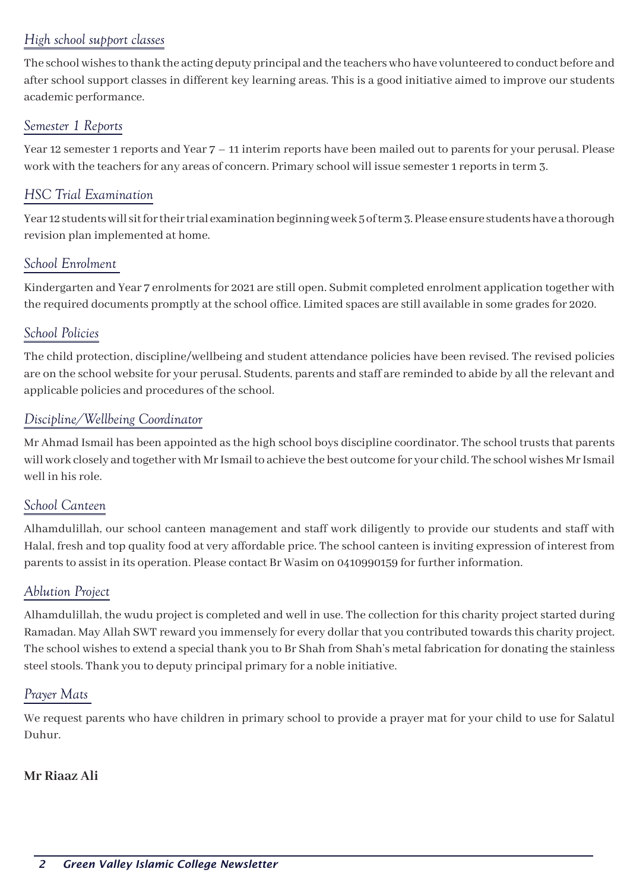## *High school support classes*

The school wishes to thank the acting deputy principal and the teachers who have volunteered to conduct before and after school support classes in different key learning areas. This is a good initiative aimed to improve our students academic performance.

## *Semester 1 Reports*

Year 12 semester 1 reports and Year 7 – 11 interim reports have been mailed out to parents for your perusal. Please work with the teachers for any areas of concern. Primary school will issue semester 1 reports in term 3.

## *HSC Trial Examination*

Year 12 students will sit for their trial examination beginning week 5 of term 3. Please ensure students have a thorough revision plan implemented at home.

## *School Enrolment*

Kindergarten and Year 7 enrolments for 2021 are still open. Submit completed enrolment application together with the required documents promptly at the school office. Limited spaces are still available in some grades for 2020.

## *School Policies*

The child protection, discipline/wellbeing and student attendance policies have been revised. The revised policies are on the school website for your perusal. Students, parents and staff are reminded to abide by all the relevant and applicable policies and procedures of the school.

## *Discipline/Wellbeing Coordinator*

Mr Ahmad Ismail has been appointed as the high school boys discipline coordinator. The school trusts that parents will work closely and together with Mr Ismail to achieve the best outcome for your child. The school wishes Mr Ismail well in his role.

## *School Canteen*

Alhamdulillah, our school canteen management and staff work diligently to provide our students and staff with Halal, fresh and top quality food at very affordable price. The school canteen is inviting expression of interest from parents to assist in its operation. Please contact Br Wasim on 0410990159 for further information.

## *Ablution Project*

Alhamdulillah, the wudu project is completed and well in use. The collection for this charity project started during Ramadan. May Allah SWT reward you immensely for every dollar that you contributed towards this charity project. The school wishes to extend a special thank you to Br Shah from Shah's metal fabrication for donating the stainless steel stools. Thank you to deputy principal primary for a noble initiative.

## *Prayer Mats*

We request parents who have children in primary school to provide a prayer mat for your child to use for Salatul Duhur.

**Mr Riaaz Ali**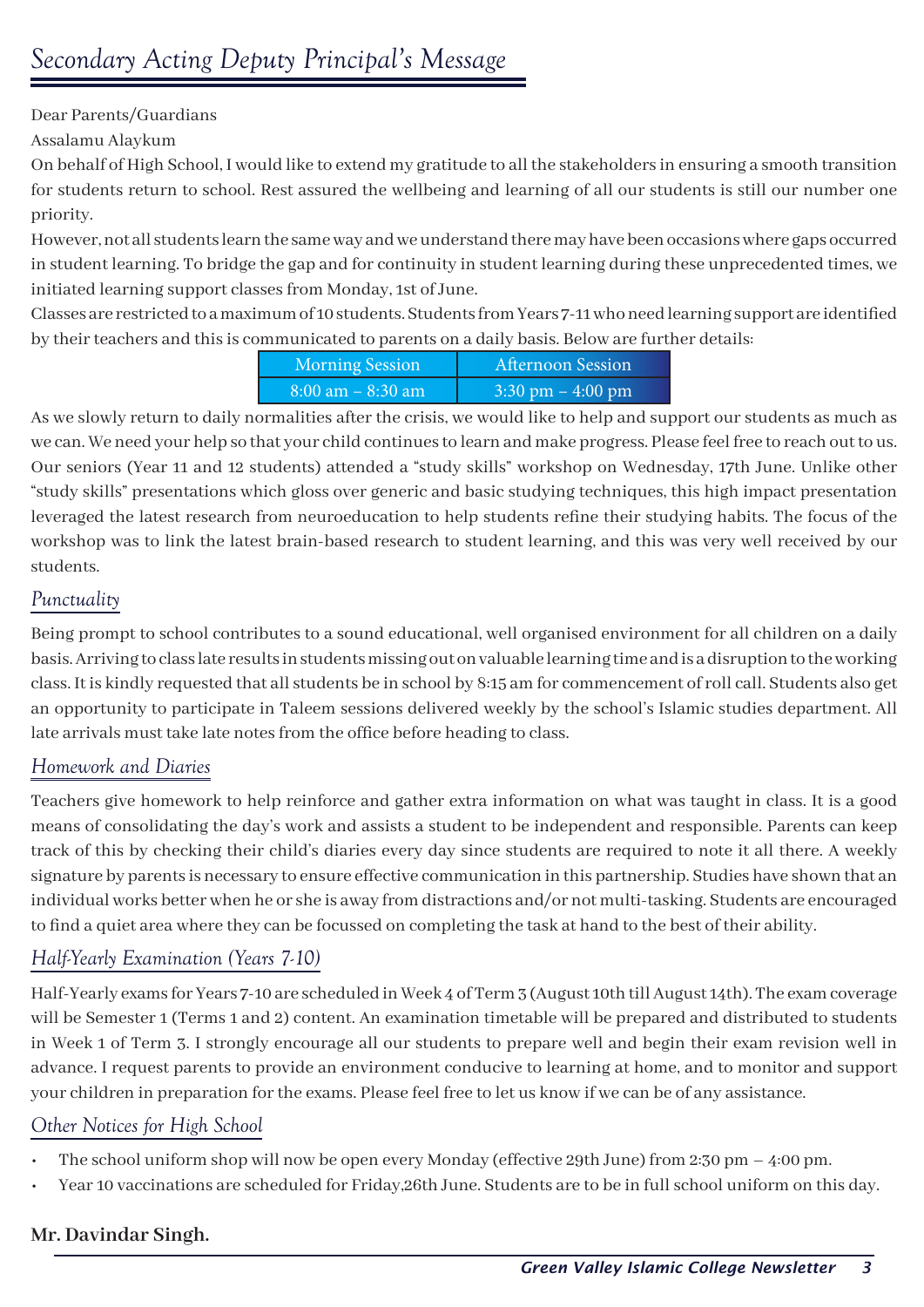# Secondary Acting Deputy Principal's Message

Dear Parents/Guardians

Assalamu Alaykum

On behalf of High School, I would like to extend my gratitude to all the stakeholders in ensuring a smooth transition for students return to school. Rest assured the wellbeing and learning of all our students is still our number one priority.

However, not all students learn the same way and we understand there may have been occasions where gaps occurred in student learning. To bridge the gap and for continuity in student learning during these unprecedented times, we initiated learning support classes from Monday, 1st of June.

Classes are restricted to a maximum of 10 students. Students from Years 7-11 who need learning support are identified by their teachers and this is communicated to parents on a daily basis. Below are further details:

| Morning Session | Afternoon Session |
|---|---|
| 8:00 am – 8:30 am | 3:30 pm – 4:00 pm |

As we slowly return to daily normalities after the crisis, we would like to help and support our students as much as we can. We need your help so that your child continues to learn and make progress. Please feel free to reach out to us. Our seniors (Year 11 and 12 students) attended a "study skills" workshop on Wednesday, 17th June. Unlike other "study skills" presentations which gloss over generic and basic studying techniques, this high impact presentation leveraged the latest research from neuroeducation to help students refine their studying habits. The focus of the workshop was to link the latest brain-based research to student learning, and this was very well received by our students.

## Punctuality

Being prompt to school contributes to a sound educational, well organised environment for all children on a daily basis. Arriving to class late results in students missing out on valuable learning time and is a disruption to the working class. It is kindly requested that all students be in school by 8:15 am for commencement of roll call. Students also get an opportunity to participate in Taleem sessions delivered weekly by the school's Islamic studies department. All late arrivals must take late notes from the office before heading to class.

## Homework and Diaries

Teachers give homework to help reinforce and gather extra information on what was taught in class. It is a good means of consolidating the day's work and assists a student to be independent and responsible. Parents can keep track of this by checking their child's diaries every day since students are required to note it all there. A weekly signature by parents is necessary to ensure effective communication in this partnership. Studies have shown that an individual works better when he or she is away from distractions and/or not multi-tasking. Students are encouraged to find a quiet area where they can be focussed on completing the task at hand to the best of their ability.

## Half-Yearly Examination (Years 7-10)

Half-Yearly exams for Years 7-10 are scheduled in Week 4 of Term 3 (August 10th till August 14th). The exam coverage will be Semester 1 (Terms 1 and 2) content. An examination timetable will be prepared and distributed to students in Week 1 of Term 3. I strongly encourage all our students to prepare well and begin their exam revision well in advance. I request parents to provide an environment conducive to learning at home, and to monitor and support your children in preparation for the exams. Please feel free to let us know if we can be of any assistance.

## Other Notices for High School

- The school uniform shop will now be open every Monday (effective 29th June) from 2:30 pm – 4:00 pm.
- Year 10 vaccinations are scheduled for Friday,26th June. Students are to be in full school uniform on this day.

**Mr. Davindar Singh.**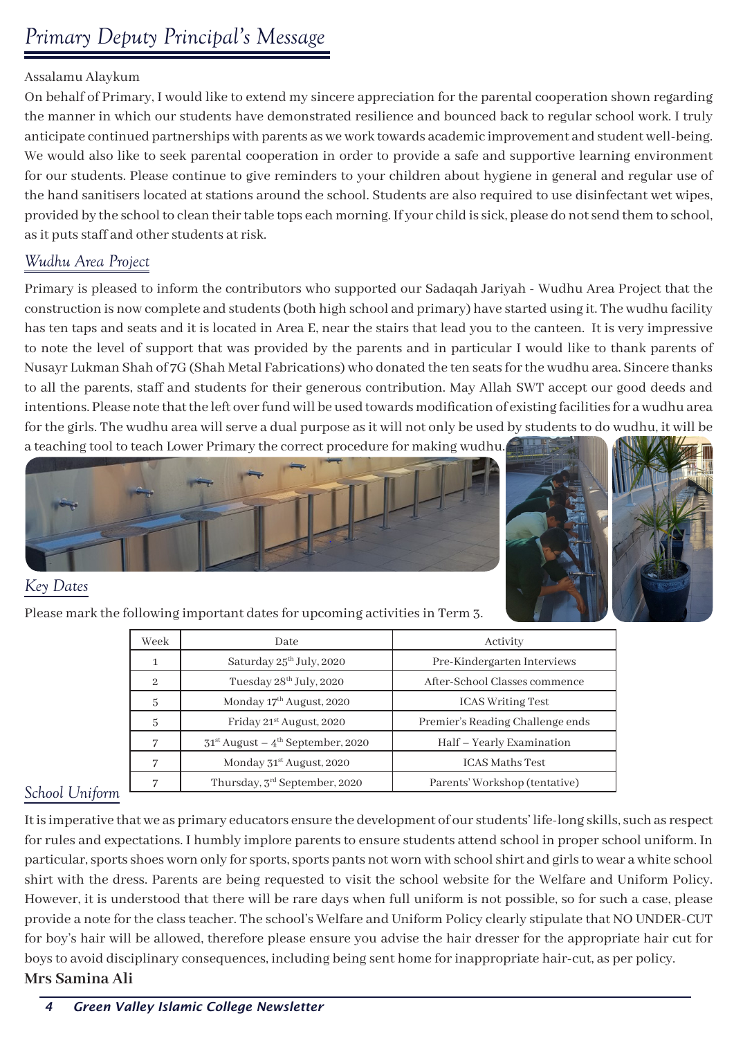# Primary Deputy Principal's Message

Assalamu Alaykum

On behalf of Primary, I would like to extend my sincere appreciation for the parental cooperation shown regarding the manner in which our students have demonstrated resilience and bounced back to regular school work. I truly anticipate continued partnerships with parents as we work towards academic improvement and student well-being. We would also like to seek parental cooperation in order to provide a safe and supportive learning environment for our students. Please continue to give reminders to your children about hygiene in general and regular use of the hand sanitisers located at stations around the school. Students are also required to use disinfectant wet wipes, provided by the school to clean their table tops each morning. If your child is sick, please do not send them to school, as it puts staff and other students at risk.

## Wudhu Area Project

Primary is pleased to inform the contributors who supported our Sadaqah Jariyah - Wudhu Area Project that the construction is now complete and students (both high school and primary) have started using it. The wudhu facility has ten taps and seats and it is located in Area E, near the stairs that lead you to the canteen. It is very impressive to note the level of support that was provided by the parents and in particular I would like to thank parents of Nusayr Lukman Shah of 7G (Shah Metal Fabrications) who donated the ten seats for the wudhu area. Sincere thanks to all the parents, staff and students for their generous contribution. May Allah SWT accept our good deeds and intentions. Please note that the left over fund will be used towards modification of existing facilities for a wudhu area for the girls. The wudhu area will serve a dual purpose as it will not only be used by students to do wudhu, it will be a teaching tool to teach Lower Primary the correct procedure for making wudhu.

## Key Dates

Please mark the following important dates for upcoming activities in Term 3.

| Week | Date | Activity |
|---|---|---|
| 1 | Saturday 25th July, 2020 | Pre-Kindergarten Interviews |
| 2 | Tuesday 28th July, 2020 | After-School Classes commence |
| 5 | Monday 17th August, 2020 | ICAS Writing Test |
| 5 | Friday 21st August, 2020 | Premier's Reading Challenge ends |
| 7 | 31st August – 4th September, 2020 | Half – Yearly Examination |
| 7 | Monday 31st August, 2020 | ICAS Maths Test |
| 7 | Thursday, 3rd September, 2020 | Parents' Workshop (tentative) |

## School Uniform

It is imperative that we as primary educators ensure the development of our students' life-long skills, such as respect for rules and expectations. I humbly implore parents to ensure students attend school in proper school uniform. In particular, sports shoes worn only for sports, sports pants not worn with school shirt and girls to wear a white school shirt with the dress. Parents are being requested to visit the school website for the Welfare and Uniform Policy. However, it is understood that there will be rare days when full uniform is not possible, so for such a case, please provide a note for the class teacher. The school's Welfare and Uniform Policy clearly stipulate that NO UNDER-CUT for boy's hair will be allowed, therefore please ensure you advise the hair dresser for the appropriate hair cut for boys to avoid disciplinary consequences, including being sent home for inappropriate hair-cut, as per policy.

**Mrs Samina Ali**